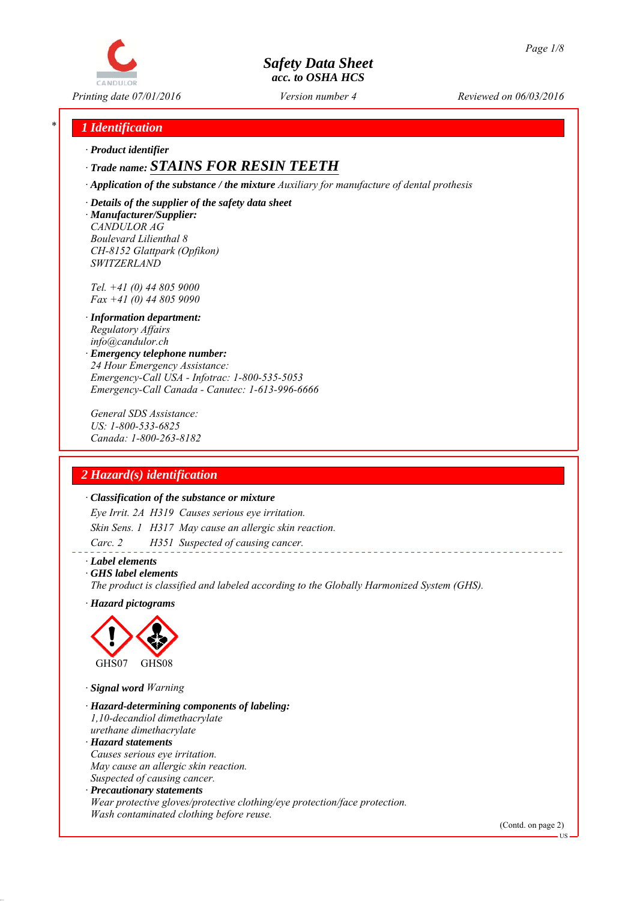# Safety Data Sheet
## acc. to OSHA HCS

Printing date 07/01/2016 | Version number 4 | Reviewed on 06/03/2016

## 1 Identification

· **Product identifier**

· **Trade name:** **STAINS FOR RESIN TEETH**

· **Application of the substance / the mixture** Auxiliary for manufacture of dental prosthesis

· **Details of the supplier of the safety data sheet**

· **Manufacturer/Supplier:**
CANDULOR AG
Boulevard Lilienthal 8
CH-8152 Glattpark (Opfikon)
SWITZERLAND

Tel. +41 (0) 44 805 9000
Fax +41 (0) 44 805 9090

· **Information department:**
Regulatory Affairs
info@candulor.ch

· **Emergency telephone number:**
24 Hour Emergency Assistance:
Emergency-Call USA - Infotrac: 1-800-535-5053
Emergency-Call Canada - Canutec: 1-613-996-6666

General SDS Assistance:
US: 1-800-533-6825
Canada: 1-800-263-8182

## 2 Hazard(s) identification

· **Classification of the substance or mixture**

Eye Irrit. 2A H319 Causes serious eye irritation.
Skin Sens. 1 H317 May cause an allergic skin reaction.
Carc. 2 H351 Suspected of causing cancer.

· **Label elements**

· **GHS label elements**
The product is classified and labeled according to the Globally Harmonized System (GHS).

· **Hazard pictograms**

GHS07 GHS08

· **Signal word** Warning

· **Hazard-determining components of labeling:**
1,10-decandiol dimethacrylate
urethane dimethacrylate

· **Hazard statements**
Causes serious eye irritation.
May cause an allergic skin reaction.
Suspected of causing cancer.

· **Precautionary statements**
Wear protective gloves/protective clothing/eye protection/face protection.
Wash contaminated clothing before reuse.

(Contd. on page 2)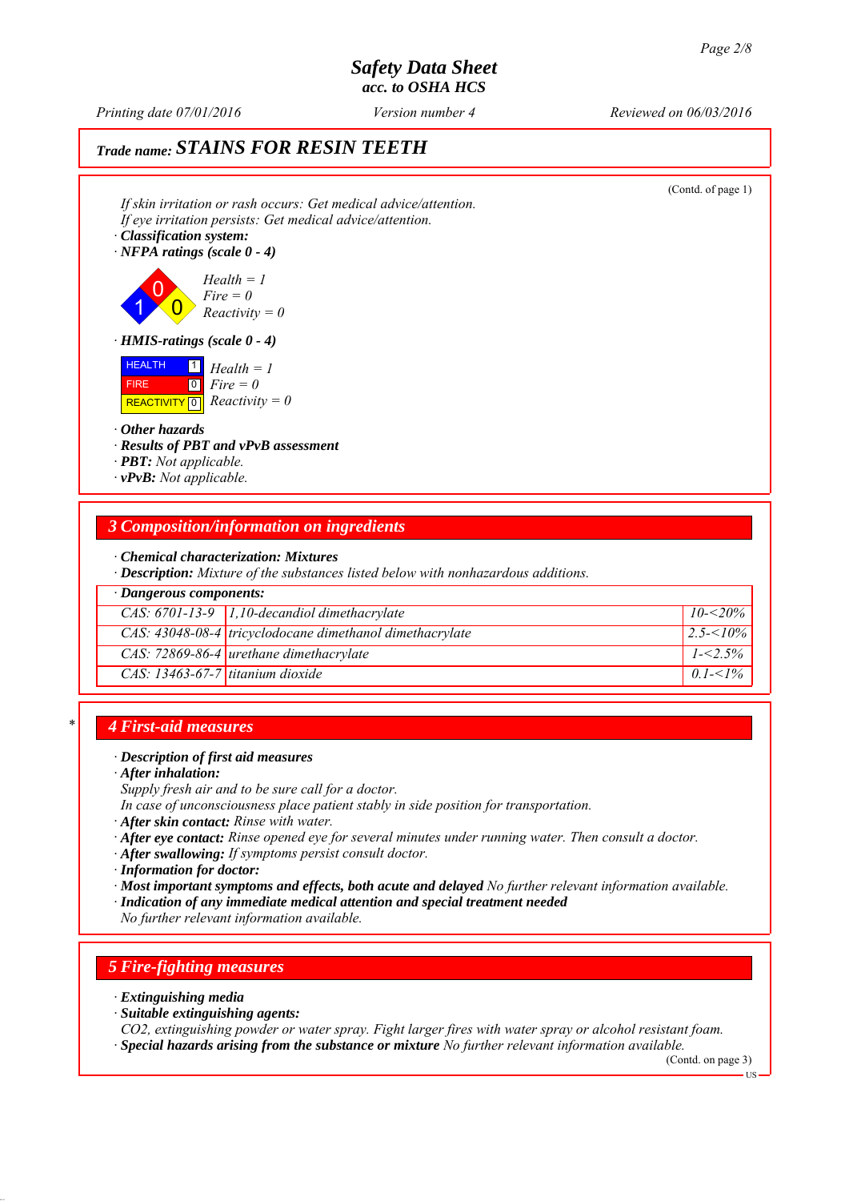## Trade name: STAINS FOR RESIN TEETH

(Contd. of page 1)

*If skin irritation or rash occurs: Get medical advice/attention.*
*If eye irritation persists: Get medical advice/attention.*

· **Classification system:**

· **NFPA ratings (scale 0 - 4)**

*Health = 1*
*Fire = 0*
*Reactivity = 0*

· **HMIS-ratings (scale 0 - 4)**

| | | |
|---|---|---|
| HEALTH | 1 | *Health = 1* |
| FIRE | 0 | *Fire = 0* |
| REACTIVITY | 0 | *Reactivity = 0* |

· **Other hazards**
· **Results of PBT and vPvB assessment**
· **PBT:** *Not applicable.*
· **vPvB:** *Not applicable.*

## 3 Composition/information on ingredients

· **Chemical characterization: Mixtures**
· **Description:** *Mixture of the substances listed below with nonhazardous additions.*

| · **Dangerous components:** | | |
|---|---|---|
| *CAS: 6701-13-9* | *1,10-decandiol dimethacrylate* | *10-<20%* |
| *CAS: 43048-08-4* | *tricyclodocane dimethanol dimethacrylate* | *2.5-<10%* |
| *CAS: 72869-86-4* | *urethane dimethacrylate* | *1-<2.5%* |
| *CAS: 13463-67-7* | *titanium dioxide* | *0.1-<1%* |

## * 4 First-aid measures

· **Description of first aid measures**
· **After inhalation:**
*Supply fresh air and to be sure call for a doctor.*
*In case of unconsciousness place patient stably in side position for transportation.*
· **After skin contact:** *Rinse with water.*
· **After eye contact:** *Rinse opened eye for several minutes under running water. Then consult a doctor.*
· **After swallowing:** *If symptoms persist consult doctor.*
· **Information for doctor:**
· **Most important symptoms and effects, both acute and delayed** *No further relevant information available.*
· **Indication of any immediate medical attention and special treatment needed**
*No further relevant information available.*

## 5 Fire-fighting measures

· **Extinguishing media**
· **Suitable extinguishing agents:**
*CO2, extinguishing powder or water spray. Fight larger fires with water spray or alcohol resistant foam.*
· **Special hazards arising from the substance or mixture** *No further relevant information available.*

(Contd. on page 3)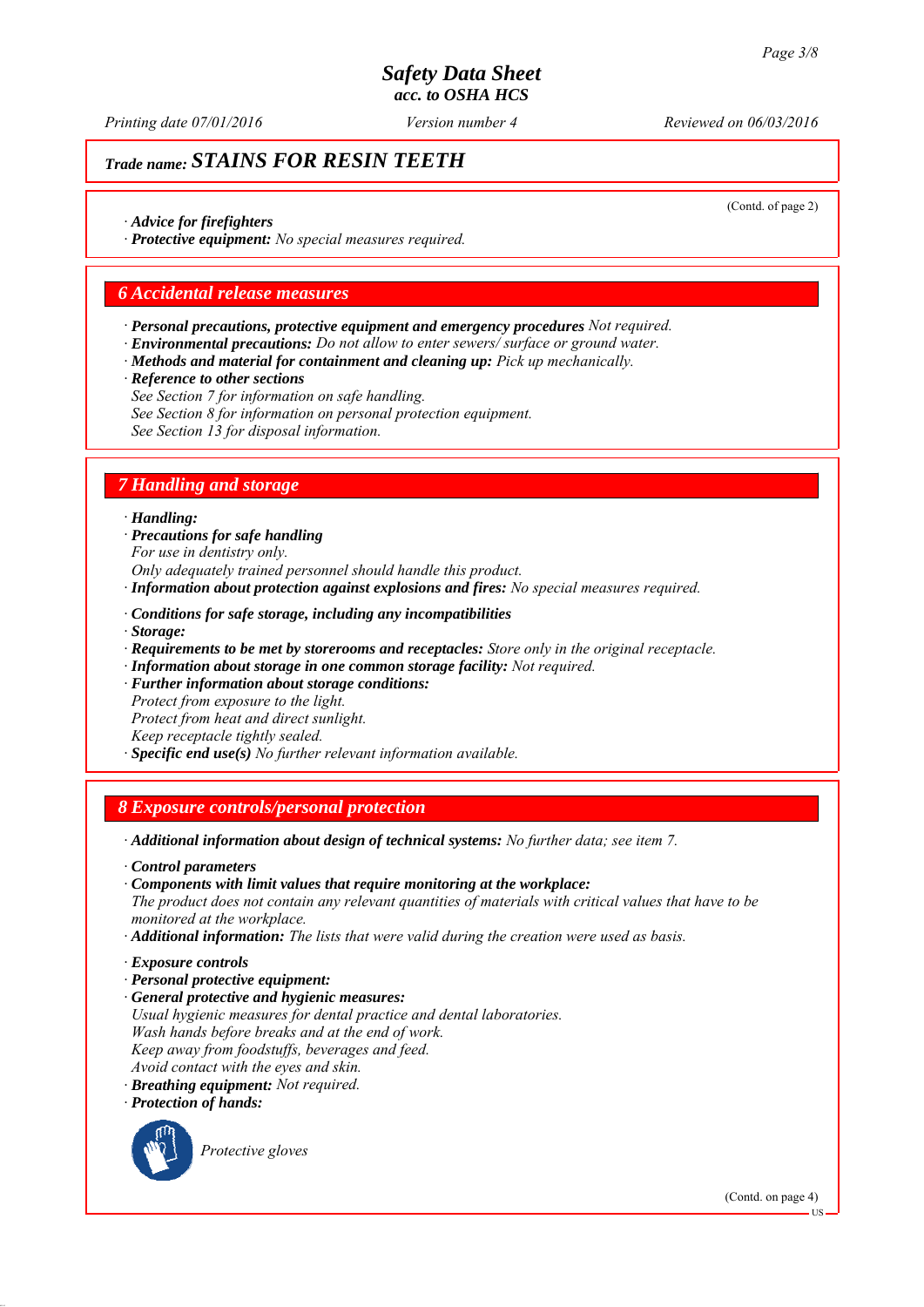# Safety Data Sheet
## acc. to OSHA HCS

*Printing date 07/01/2016* *Version number 4* *Reviewed on 06/03/2016*

## *Trade name:* STAINS FOR RESIN TEETH

(Contd. of page 2)

· ***Advice for firefighters***
· ***Protective equipment:*** *No special measures required.*

## 6 Accidental release measures

· ***Personal precautions, protective equipment and emergency procedures*** *Not required.*
· ***Environmental precautions:*** *Do not allow to enter sewers/ surface or ground water.*
· ***Methods and material for containment and cleaning up:*** *Pick up mechanically.*
· ***Reference to other sections***
*See Section 7 for information on safe handling.*
*See Section 8 for information on personal protection equipment.*
*See Section 13 for disposal information.*

## 7 Handling and storage

· ***Handling:***
· ***Precautions for safe handling***
*For use in dentistry only.*
*Only adequately trained personnel should handle this product.*
· ***Information about protection against explosions and fires:*** *No special measures required.*

· ***Conditions for safe storage, including any incompatibilities***
· ***Storage:***
· ***Requirements to be met by storerooms and receptacles:*** *Store only in the original receptacle.*
· ***Information about storage in one common storage facility:*** *Not required.*
· ***Further information about storage conditions:***
*Protect from exposure to the light.*
*Protect from heat and direct sunlight.*
*Keep receptacle tightly sealed.*
· ***Specific end use(s)*** *No further relevant information available.*

## 8 Exposure controls/personal protection

· ***Additional information about design of technical systems:*** *No further data; see item 7.*

· ***Control parameters***
· ***Components with limit values that require monitoring at the workplace:***
*The product does not contain any relevant quantities of materials with critical values that have to be monitored at the workplace.*
· ***Additional information:*** *The lists that were valid during the creation were used as basis.*

· ***Exposure controls***
· ***Personal protective equipment:***
· ***General protective and hygienic measures:***
*Usual hygienic measures for dental practice and dental laboratories.*
*Wash hands before breaks and at the end of work.*
*Keep away from foodstuffs, beverages and feed.*
*Avoid contact with the eyes and skin.*
· ***Breathing equipment:*** *Not required.*
· ***Protection of hands:***

*Protective gloves*

(Contd. on page 4)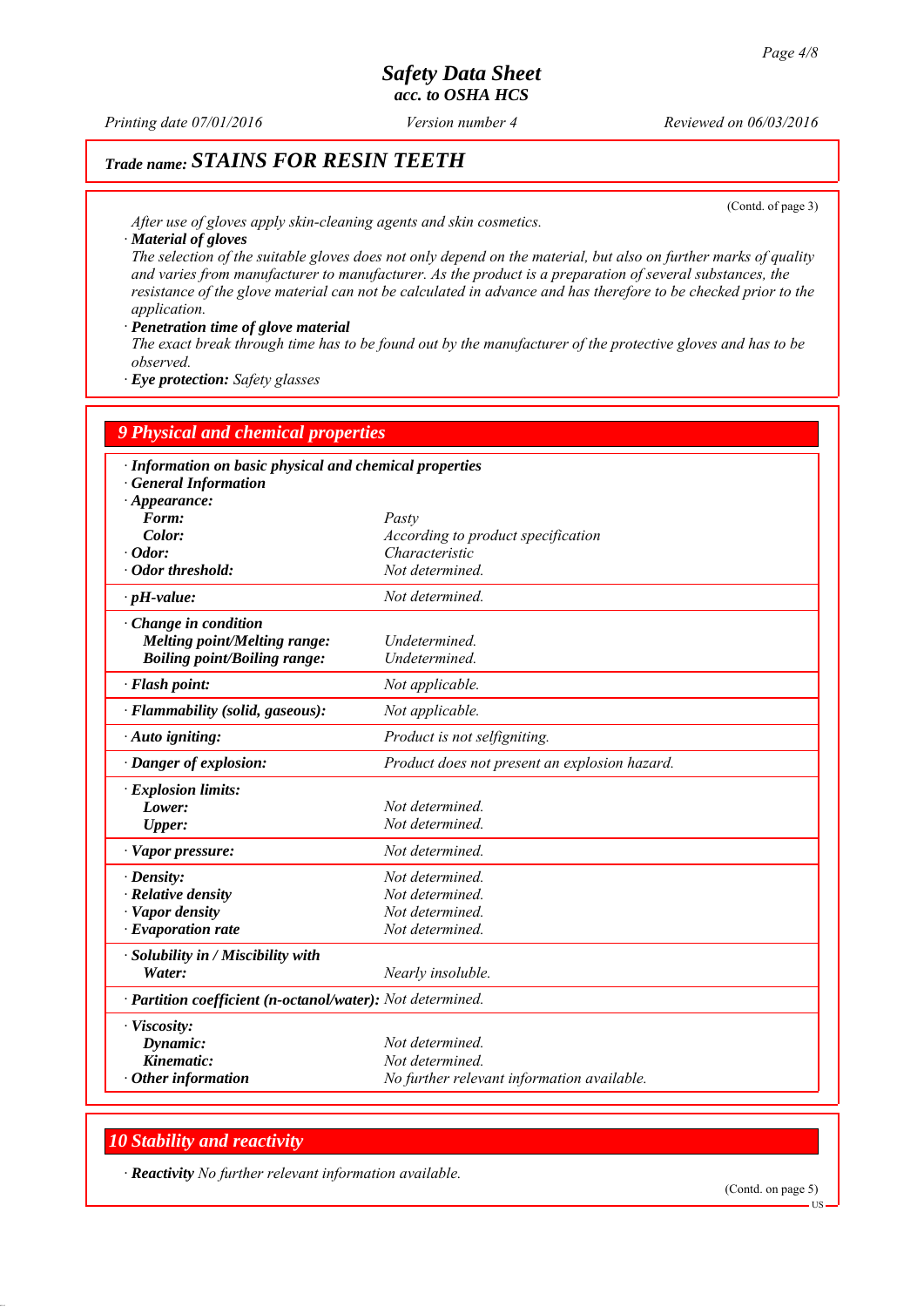## Trade name: STAINS FOR RESIN TEETH

(Contd. of page 3)

After use of gloves apply skin-cleaning agents and skin cosmetics.

· **Material of gloves**

The selection of the suitable gloves does not only depend on the material, but also on further marks of quality and varies from manufacturer to manufacturer. As the product is a preparation of several substances, the resistance of the glove material can not be calculated in advance and has therefore to be checked prior to the application.

· **Penetration time of glove material**

The exact break through time has to be found out by the manufacturer of the protective gloves and has to be observed.

· **Eye protection:** Safety glasses

## 9 Physical and chemical properties

· **Information on basic physical and chemical properties**

· **General Information**

| Property | Value |
|---|---|
| · **Appearance:** | |
| **Form:** | Pasty |
| **Color:** | According to product specification |
| · **Odor:** | Characteristic |
| · **Odor threshold:** | Not determined. |
| · **pH-value:** | Not determined. |
| · **Change in condition** | |
| **Melting point/Melting range:** | Undetermined. |
| **Boiling point/Boiling range:** | Undetermined. |
| · **Flash point:** | Not applicable. |
| · **Flammability (solid, gaseous):** | Not applicable. |
| · **Auto igniting:** | Product is not selfigniting. |
| · **Danger of explosion:** | Product does not present an explosion hazard. |
| · **Explosion limits:** | |
| **Lower:** | Not determined. |
| **Upper:** | Not determined. |
| · **Vapor pressure:** | Not determined. |
| · **Density:** | Not determined. |
| · **Relative density** | Not determined. |
| · **Vapor density** | Not determined. |
| · **Evaporation rate** | Not determined. |
| · **Solubility in / Miscibility with** | |
| **Water:** | Nearly insoluble. |
| · **Partition coefficient (n-octanol/water):** | Not determined. |
| · **Viscosity:** | |
| **Dynamic:** | Not determined. |
| **Kinematic:** | Not determined. |
| · **Other information** | No further relevant information available. |

## 10 Stability and reactivity

· **Reactivity** No further relevant information available.

(Contd. on page 5)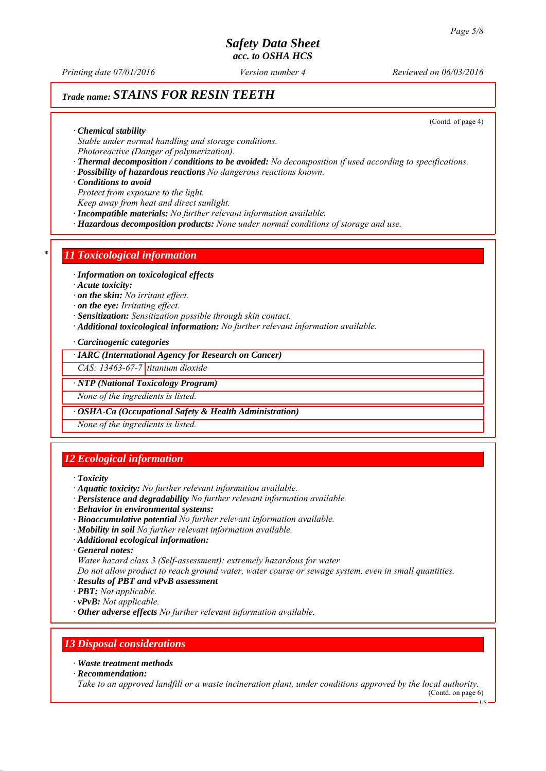**Trade name: STAINS FOR RESIN TEETH**

(Contd. of page 4)

· **Chemical stability**
Stable under normal handling and storage conditions.
Photoreactive (Danger of polymerization).
· **Thermal decomposition / conditions to be avoided:** No decomposition if used according to specifications.
· **Possibility of hazardous reactions** No dangerous reactions known.
· **Conditions to avoid**
Protect from exposure to the light.
Keep away from heat and direct sunlight.
· **Incompatible materials:** No further relevant information available.
· **Hazardous decomposition products:** None under normal conditions of storage and use.

## * 11 Toxicological information

· **Information on toxicological effects**
· **Acute toxicity:**
· **on the skin:** No irritant effect.
· **on the eye:** Irritating effect.
· **Sensitization:** Sensitization possible through skin contact.
· **Additional toxicological information:** No further relevant information available.

· **Carcinogenic categories**

| · IARC (International Agency for Research on Cancer) | |
|---|---|
| CAS: 13463-67-7 | titanium dioxide |

| · NTP (National Toxicology Program) |
|---|
| None of the ingredients is listed. |

| · OSHA-Ca (Occupational Safety & Health Administration) |
|---|
| None of the ingredients is listed. |

## 12 Ecological information

· **Toxicity**
· **Aquatic toxicity:** No further relevant information available.
· **Persistence and degradability** No further relevant information available.
· **Behavior in environmental systems:**
· **Bioaccumulative potential** No further relevant information available.
· **Mobility in soil** No further relevant information available.
· **Additional ecological information:**
· **General notes:**
Water hazard class 3 (Self-assessment): extremely hazardous for water
Do not allow product to reach ground water, water course or sewage system, even in small quantities.
· **Results of PBT and vPvB assessment**
· **PBT:** Not applicable.
· **vPvB:** Not applicable.
· **Other adverse effects** No further relevant information available.

## 13 Disposal considerations

· **Waste treatment methods**
· **Recommendation:**
Take to an approved landfill or a waste incineration plant, under conditions approved by the local authority.

(Contd. on page 6)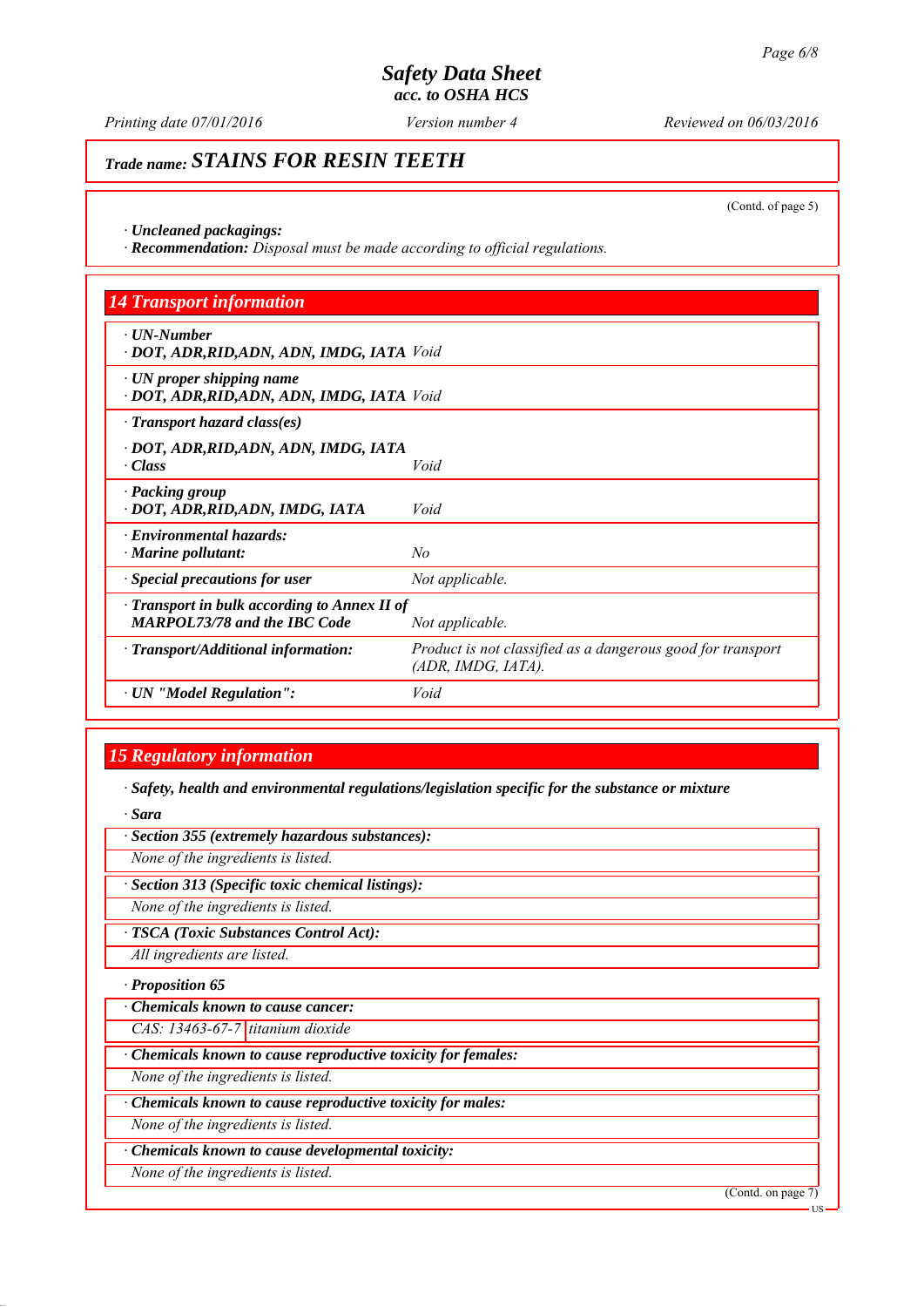Trade name: **STAINS FOR RESIN TEETH**

(Contd. of page 5)

· **Uncleaned packagings:**
· **Recommendation:** *Disposal must be made according to official regulations.*

## 14 Transport information

| | |
|---|---|
| · **UN-Number**<br>· **DOT, ADR,RID,ADN, ADN, IMDG, IATA** | *Void* |
| · **UN proper shipping name**<br>· **DOT, ADR,RID,ADN, ADN, IMDG, IATA** | *Void* |
| · **Transport hazard class(es)**<br>· **DOT, ADR,RID,ADN, ADN, IMDG, IATA**<br>· **Class** | *Void* |
| · **Packing group**<br>· **DOT, ADR,RID,ADN, IMDG, IATA** | *Void* |
| · **Environmental hazards:**<br>· **Marine pollutant:** | *No* |
| · **Special precautions for user** | *Not applicable.* |
| · **Transport in bulk according to Annex II of MARPOL73/78 and the IBC Code** | *Not applicable.* |
| · **Transport/Additional information:** | *Product is not classified as a dangerous good for transport (ADR, IMDG, IATA).* |
| · **UN "Model Regulation":** | *Void* |

## 15 Regulatory information

· **Safety, health and environmental regulations/legislation specific for the substance or mixture**

· **Sara**

· **Section 355 (extremely hazardous substances):**

*None of the ingredients is listed.*

· **Section 313 (Specific toxic chemical listings):**

*None of the ingredients is listed.*

· **TSCA (Toxic Substances Control Act):**

*All ingredients are listed.*

· **Proposition 65**

· **Chemicals known to cause cancer:**

| | |
|---|---|
| *CAS: 13463-67-7* | *titanium dioxide* |

· **Chemicals known to cause reproductive toxicity for females:**

*None of the ingredients is listed.*

· **Chemicals known to cause reproductive toxicity for males:**

*None of the ingredients is listed.*

· **Chemicals known to cause developmental toxicity:**

*None of the ingredients is listed.*

(Contd. on page 7)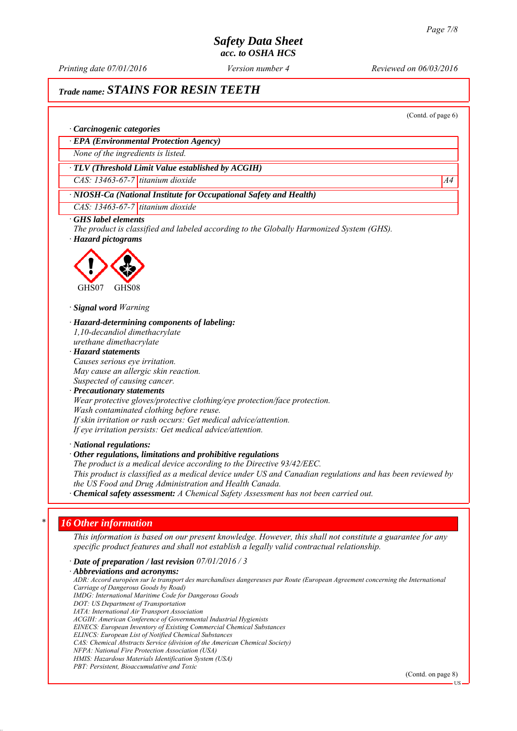*Trade name:* ***STAINS FOR RESIN TEETH***

(Contd. of page 6)

· ***Carcinogenic categories***

| · **EPA (Environmental Protection Agency)** | | |
|---|---|---|
| None of the ingredients is listed. | | |

| · **TLV (Threshold Limit Value established by ACGIH)** | | |
|---|---|---|
| CAS: 13463-67-7 | titanium dioxide | A4 |

| · **NIOSH-Ca (National Institute for Occupational Safety and Health)** | |
|---|---|
| CAS: 13463-67-7 | titanium dioxide |

· ***GHS label elements***
*The product is classified and labeled according to the Globally Harmonized System (GHS).*

· ***Hazard pictograms***

GHS07 GHS08

· ***Signal word*** *Warning*

· ***Hazard-determining components of labeling:***
*1,10-decandiol dimethacrylate*
*urethane dimethacrylate*

· ***Hazard statements***
*Causes serious eye irritation.*
*May cause an allergic skin reaction.*
*Suspected of causing cancer.*

· ***Precautionary statements***
*Wear protective gloves/protective clothing/eye protection/face protection.*
*Wash contaminated clothing before reuse.*
*If skin irritation or rash occurs: Get medical advice/attention.*
*If eye irritation persists: Get medical advice/attention.*

· ***National regulations:***

· ***Other regulations, limitations and prohibitive regulations***
*The product is a medical device according to the Directive 93/42/EEC.*
*This product is classified as a medical device under US and Canadian regulations and has been reviewed by the US Food and Drug Administration and Health Canada.*

· ***Chemical safety assessment:*** *A Chemical Safety Assessment has not been carried out.*

## * 16 Other information

*This information is based on our present knowledge. However, this shall not constitute a guarantee for any specific product features and shall not establish a legally valid contractual relationship.*

· ***Date of preparation / last revision*** *07/01/2016 / 3*

· ***Abbreviations and acronyms:***
*ADR: Accord européen sur le transport des marchandises dangereuses par Route (European Agreement concerning the International Carriage of Dangerous Goods by Road)*
*IMDG: International Maritime Code for Dangerous Goods*
*DOT: US Department of Transportation*
*IATA: International Air Transport Association*
*ACGIH: American Conference of Governmental Industrial Hygienists*
*EINECS: European Inventory of Existing Commercial Chemical Substances*
*ELINCS: European List of Notified Chemical Substances*
*CAS: Chemical Abstracts Service (division of the American Chemical Society)*
*NFPA: National Fire Protection Association (USA)*
*HMIS: Hazardous Materials Identification System (USA)*
*PBT: Persistent, Bioaccumulative and Toxic*

(Contd. on page 8)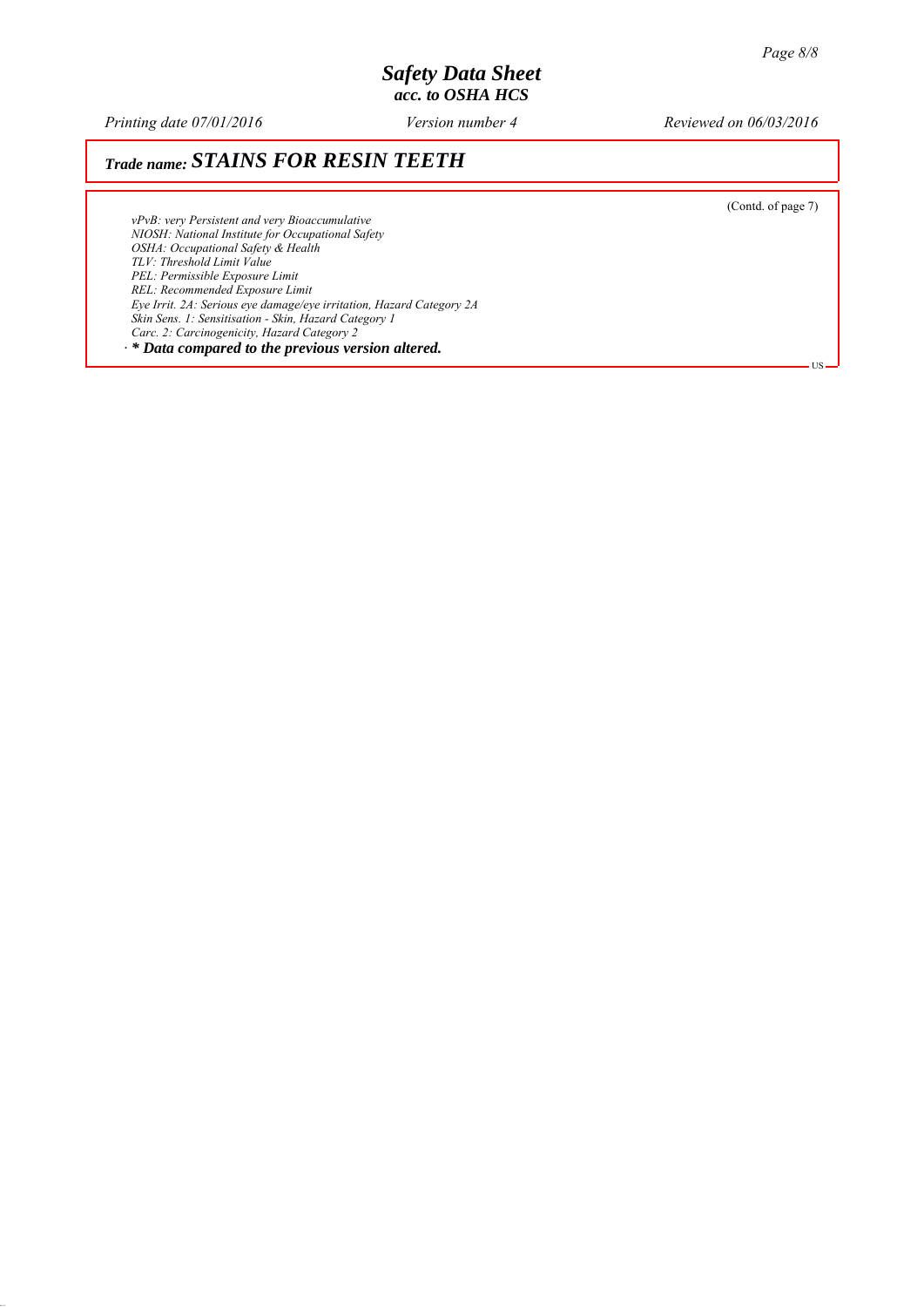(Contd. of page 7)

*vPvB: very Persistent and very Bioaccumulative*
*NIOSH: National Institute for Occupational Safety*
*OSHA: Occupational Safety & Health*
*TLV: Threshold Limit Value*
*PEL: Permissible Exposure Limit*
*REL: Recommended Exposure Limit*
*Eye Irrit. 2A: Serious eye damage/eye irritation, Hazard Category 2A*
*Skin Sens. 1: Sensitisation - Skin, Hazard Category 1*
*Carc. 2: Carcinogenicity, Hazard Category 2*

· ***\* Data compared to the previous version altered.***